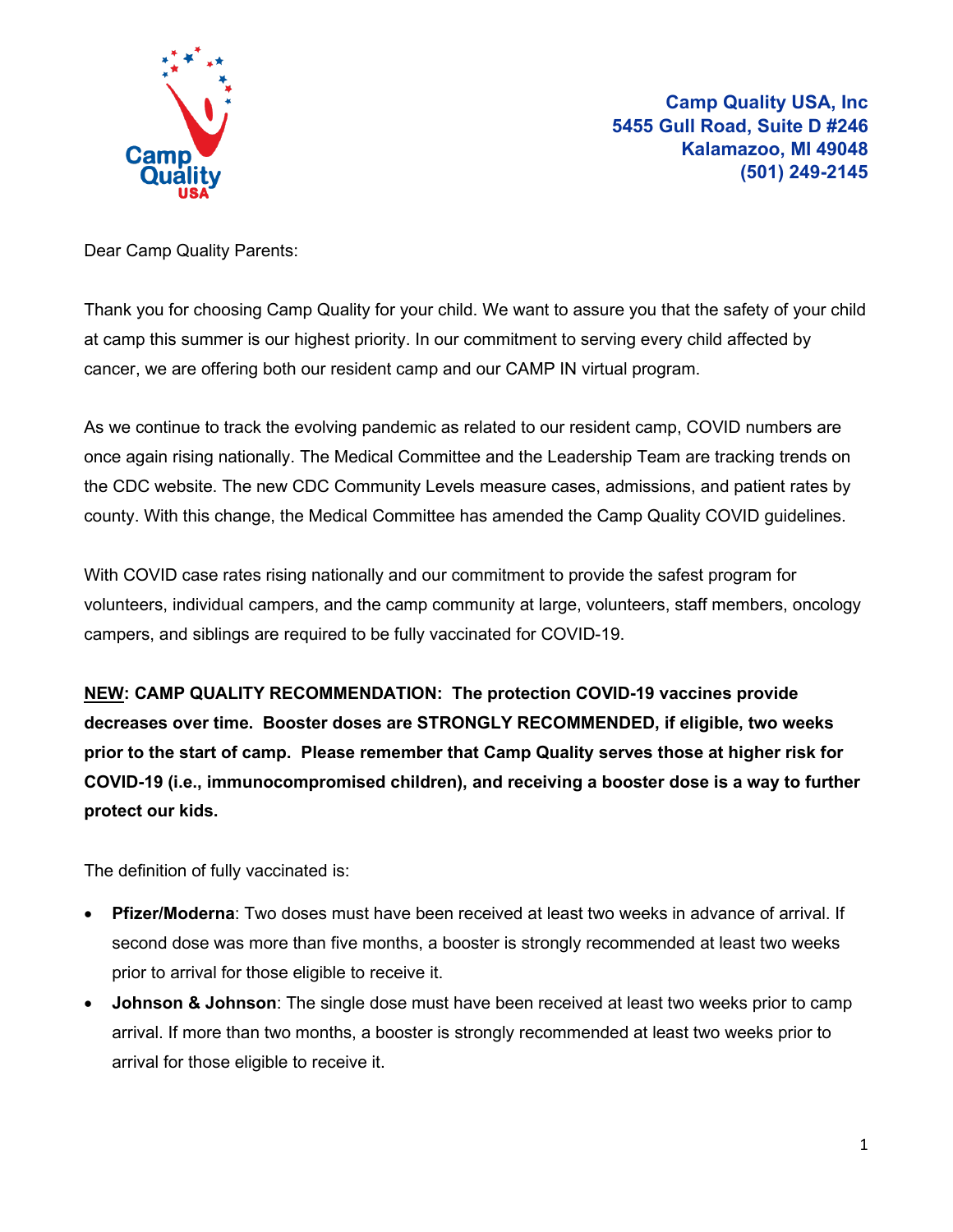**Camp Quality USA, Inc**
**5455 Gull Road, Suite D #246**
**Kalamazoo, MI 49048**
**(501) 249-2145**

Dear Camp Quality Parents:

Thank you for choosing Camp Quality for your child. We want to assure you that the safety of your child at camp this summer is our highest priority. In our commitment to serving every child affected by cancer, we are offering both our resident camp and our CAMP IN virtual program.

As we continue to track the evolving pandemic as related to our resident camp, COVID numbers are once again rising nationally. The Medical Committee and the Leadership Team are tracking trends on the CDC website. The new CDC Community Levels measure cases, admissions, and patient rates by county. With this change, the Medical Committee has amended the Camp Quality COVID guidelines.

With COVID case rates rising nationally and our commitment to provide the safest program for volunteers, individual campers, and the camp community at large, volunteers, staff members, oncology campers, and siblings are required to be fully vaccinated for COVID-19.

**<u>NEW</u>: CAMP QUALITY RECOMMENDATION: The protection COVID-19 vaccines provide decreases over time. Booster doses are STRONGLY RECOMMENDED, if eligible, two weeks prior to the start of camp. Please remember that Camp Quality serves those at higher risk for COVID-19 (i.e., immunocompromised children), and receiving a booster dose is a way to further protect our kids.**

The definition of fully vaccinated is:

- **Pfizer/Moderna**: Two doses must have been received at least two weeks in advance of arrival. If second dose was more than five months, a booster is strongly recommended at least two weeks prior to arrival for those eligible to receive it.
- **Johnson & Johnson**: The single dose must have been received at least two weeks prior to camp arrival. If more than two months, a booster is strongly recommended at least two weeks prior to arrival for those eligible to receive it.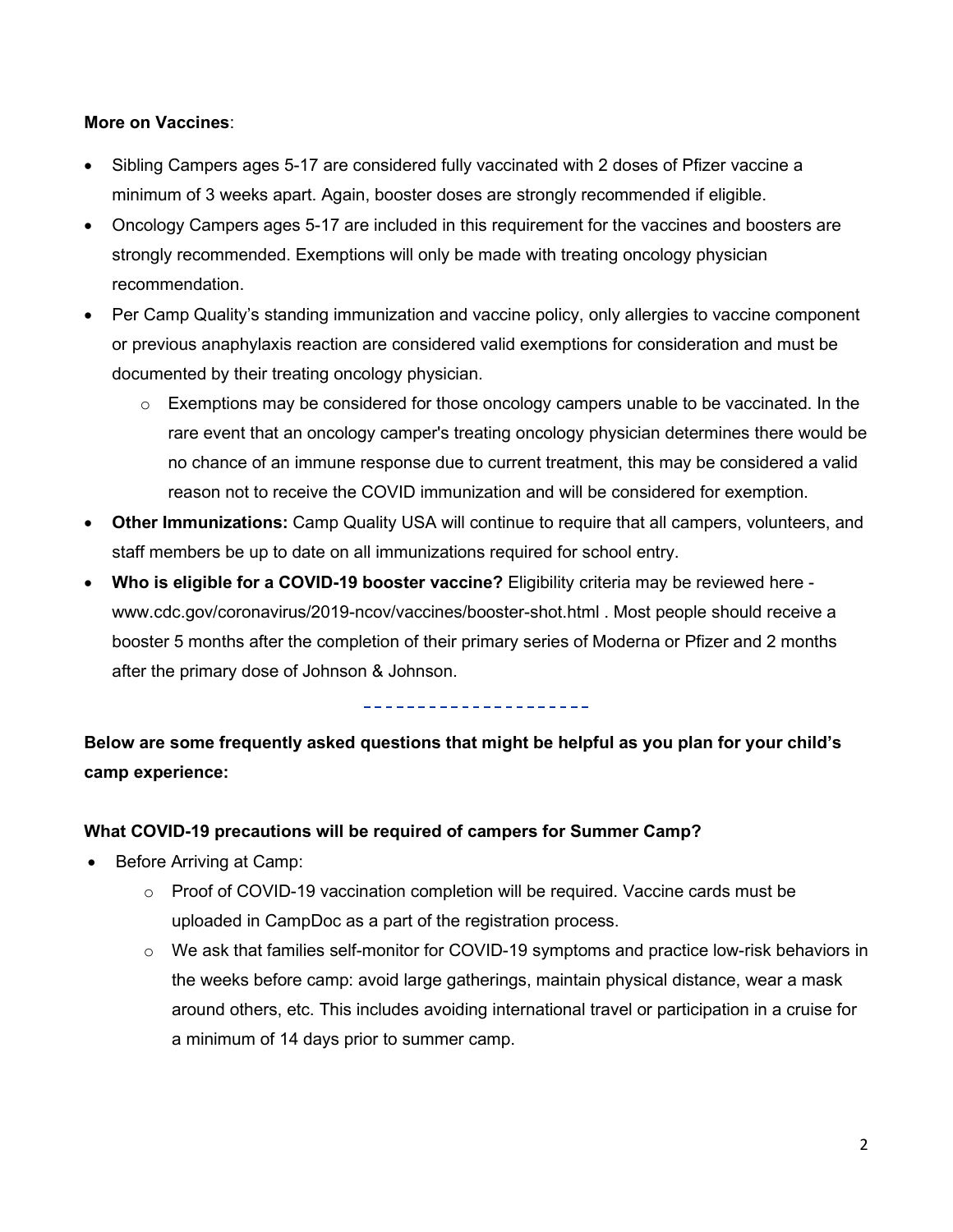**More on Vaccines**:

- Sibling Campers ages 5-17 are considered fully vaccinated with 2 doses of Pfizer vaccine a minimum of 3 weeks apart. Again, booster doses are strongly recommended if eligible.
- Oncology Campers ages 5-17 are included in this requirement for the vaccines and boosters are strongly recommended. Exemptions will only be made with treating oncology physician recommendation.
- Per Camp Quality's standing immunization and vaccine policy, only allergies to vaccine component or previous anaphylaxis reaction are considered valid exemptions for consideration and must be documented by their treating oncology physician.
  - Exemptions may be considered for those oncology campers unable to be vaccinated. In the rare event that an oncology camper's treating oncology physician determines there would be no chance of an immune response due to current treatment, this may be considered a valid reason not to receive the COVID immunization and will be considered for exemption.
- **Other Immunizations:** Camp Quality USA will continue to require that all campers, volunteers, and staff members be up to date on all immunizations required for school entry.
- **Who is eligible for a COVID-19 booster vaccine?** Eligibility criteria may be reviewed here - www.cdc.gov/coronavirus/2019-ncov/vaccines/booster-shot.html . Most people should receive a booster 5 months after the completion of their primary series of Moderna or Pfizer and 2 months after the primary dose of Johnson & Johnson.

---

**Below are some frequently asked questions that might be helpful as you plan for your child's camp experience:**

**What COVID-19 precautions will be required of campers for Summer Camp?**

- Before Arriving at Camp:
  - Proof of COVID-19 vaccination completion will be required. Vaccine cards must be uploaded in CampDoc as a part of the registration process.
  - We ask that families self-monitor for COVID-19 symptoms and practice low-risk behaviors in the weeks before camp: avoid large gatherings, maintain physical distance, wear a mask around others, etc. This includes avoiding international travel or participation in a cruise for a minimum of 14 days prior to summer camp.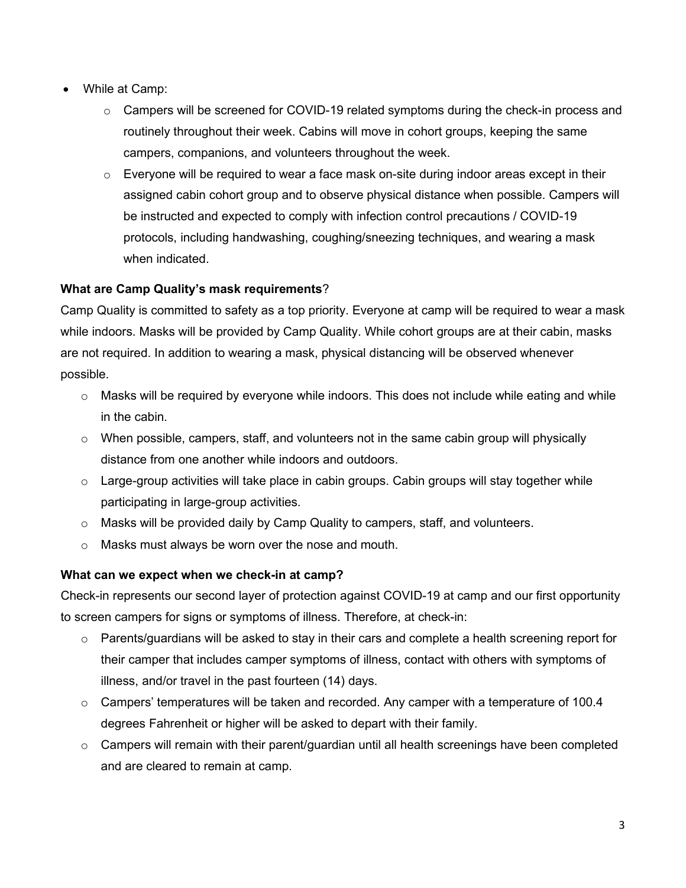- While at Camp:
  - Campers will be screened for COVID-19 related symptoms during the check-in process and routinely throughout their week. Cabins will move in cohort groups, keeping the same campers, companions, and volunteers throughout the week.
  - Everyone will be required to wear a face mask on-site during indoor areas except in their assigned cabin cohort group and to observe physical distance when possible. Campers will be instructed and expected to comply with infection control precautions / COVID-19 protocols, including handwashing, coughing/sneezing techniques, and wearing a mask when indicated.

**What are Camp Quality's mask requirements**?

Camp Quality is committed to safety as a top priority. Everyone at camp will be required to wear a mask while indoors. Masks will be provided by Camp Quality. While cohort groups are at their cabin, masks are not required. In addition to wearing a mask, physical distancing will be observed whenever possible.

- Masks will be required by everyone while indoors. This does not include while eating and while in the cabin.
- When possible, campers, staff, and volunteers not in the same cabin group will physically distance from one another while indoors and outdoors.
- Large-group activities will take place in cabin groups. Cabin groups will stay together while participating in large-group activities.
- Masks will be provided daily by Camp Quality to campers, staff, and volunteers.
- Masks must always be worn over the nose and mouth.

**What can we expect when we check-in at camp?**

Check-in represents our second layer of protection against COVID-19 at camp and our first opportunity to screen campers for signs or symptoms of illness. Therefore, at check-in:

- Parents/guardians will be asked to stay in their cars and complete a health screening report for their camper that includes camper symptoms of illness, contact with others with symptoms of illness, and/or travel in the past fourteen (14) days.
- Campers' temperatures will be taken and recorded. Any camper with a temperature of 100.4 degrees Fahrenheit or higher will be asked to depart with their family.
- Campers will remain with their parent/guardian until all health screenings have been completed and are cleared to remain at camp.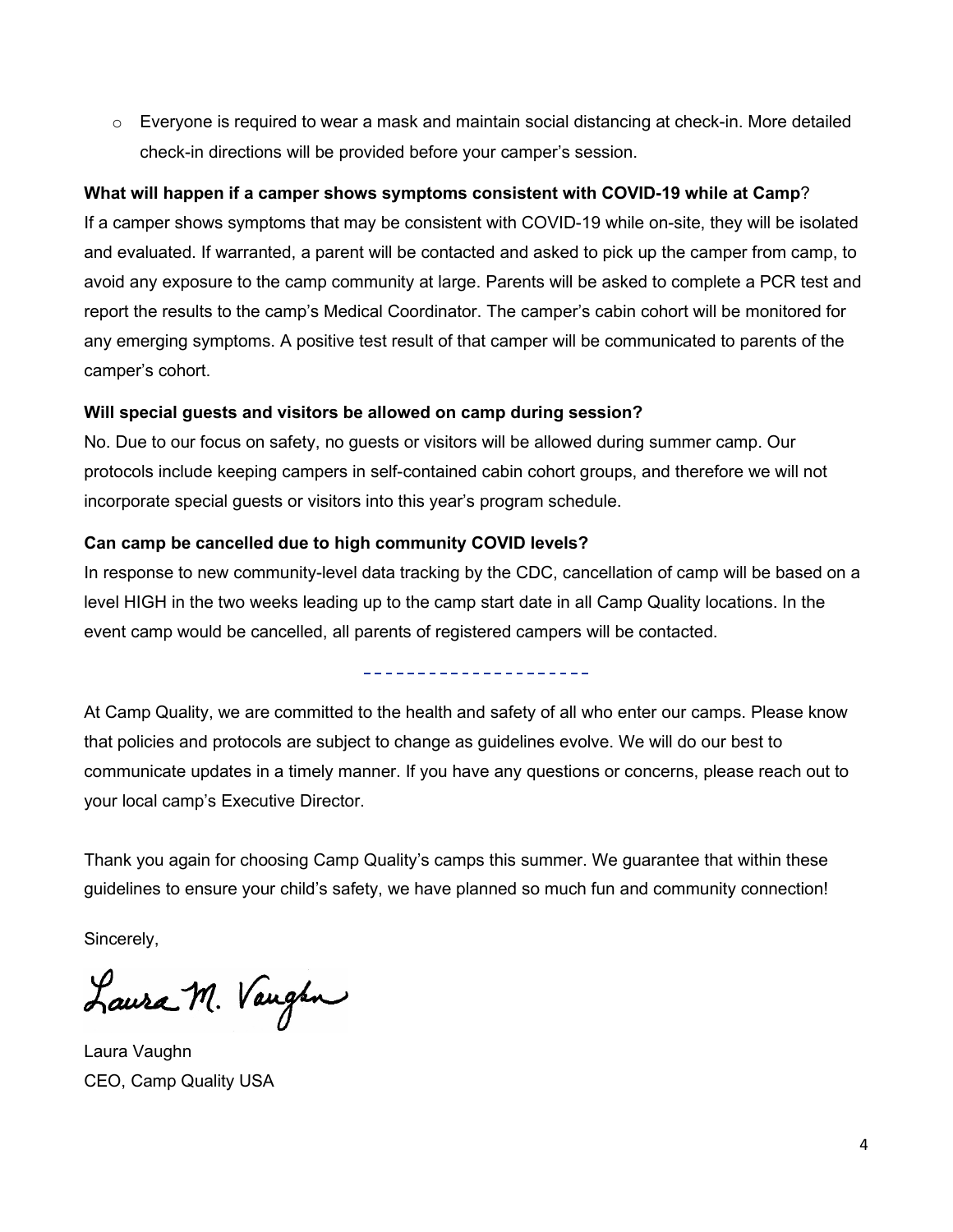- Everyone is required to wear a mask and maintain social distancing at check-in. More detailed check-in directions will be provided before your camper's session.

**What will happen if a camper shows symptoms consistent with COVID-19 while at Camp**?

If a camper shows symptoms that may be consistent with COVID-19 while on-site, they will be isolated and evaluated. If warranted, a parent will be contacted and asked to pick up the camper from camp, to avoid any exposure to the camp community at large. Parents will be asked to complete a PCR test and report the results to the camp's Medical Coordinator. The camper's cabin cohort will be monitored for any emerging symptoms. A positive test result of that camper will be communicated to parents of the camper's cohort.

**Will special guests and visitors be allowed on camp during session?**

No. Due to our focus on safety, no guests or visitors will be allowed during summer camp. Our protocols include keeping campers in self-contained cabin cohort groups, and therefore we will not incorporate special guests or visitors into this year's program schedule.

**Can camp be cancelled due to high community COVID levels?**

In response to new community-level data tracking by the CDC, cancellation of camp will be based on a level HIGH in the two weeks leading up to the camp start date in all Camp Quality locations. In the event camp would be cancelled, all parents of registered campers will be contacted.

---

At Camp Quality, we are committed to the health and safety of all who enter our camps. Please know that policies and protocols are subject to change as guidelines evolve. We will do our best to communicate updates in a timely manner. If you have any questions or concerns, please reach out to your local camp's Executive Director.

Thank you again for choosing Camp Quality's camps this summer. We guarantee that within these guidelines to ensure your child's safety, we have planned so much fun and community connection!

Sincerely,

Laura M. Vaughn

Laura Vaughn
CEO, Camp Quality USA